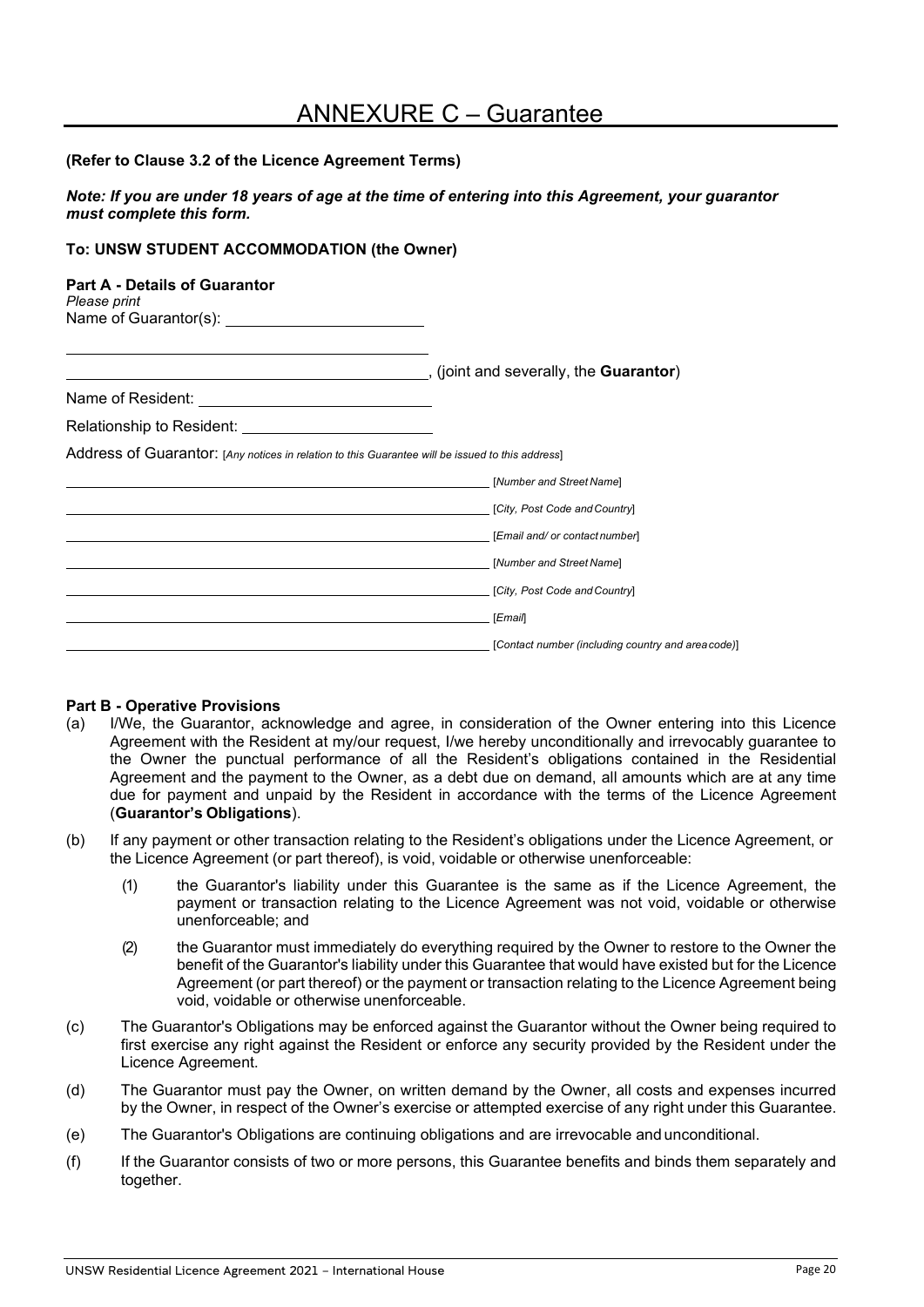# ANNEXURE C – Guarantee

**(Refer to Clause 3.2 of the Licence Agreement Terms)**

***Note: If you are under 18 years of age at the time of entering into this Agreement, your guarantor must complete this form.***

**To: UNSW STUDENT ACCOMMODATION (the Owner)**

**Part A - Details of Guarantor**
*Please print*
Name of Guarantor(s): ______________________

_____________________________________________

_____________________________________________, (joint and severally, the **Guarantor**)

Name of Resident: __________________________

Relationship to Resident: ______________________

Address of Guarantor: [*Any notices in relation to this Guarantee will be issued to this address*]

_____________________________________________ [*Number and Street Name*]

_____________________________________________ [*City, Post Code and Country*]

_____________________________________________ [*Email and/ or contact number*]

_____________________________________________ [*Number and Street Name*]

_____________________________________________ [*City, Post Code and Country*]

_____________________________________________ [*Email*]

_____________________________________________ [*Contact number (including country and area code)*]

**Part B - Operative Provisions**

(a) I/We, the Guarantor, acknowledge and agree, in consideration of the Owner entering into this Licence Agreement with the Resident at my/our request, I/we hereby unconditionally and irrevocably guarantee to the Owner the punctual performance of all the Resident's obligations contained in the Residential Agreement and the payment to the Owner, as a debt due on demand, all amounts which are at any time due for payment and unpaid by the Resident in accordance with the terms of the Licence Agreement (**Guarantor's Obligations**).

(b) If any payment or other transaction relating to the Resident's obligations under the Licence Agreement, or the Licence Agreement (or part thereof), is void, voidable or otherwise unenforceable:

   (1) the Guarantor's liability under this Guarantee is the same as if the Licence Agreement, the payment or transaction relating to the Licence Agreement was not void, voidable or otherwise unenforceable; and

   (2) the Guarantor must immediately do everything required by the Owner to restore to the Owner the benefit of the Guarantor's liability under this Guarantee that would have existed but for the Licence Agreement (or part thereof) or the payment or transaction relating to the Licence Agreement being void, voidable or otherwise unenforceable.

(c) The Guarantor's Obligations may be enforced against the Guarantor without the Owner being required to first exercise any right against the Resident or enforce any security provided by the Resident under the Licence Agreement.

(d) The Guarantor must pay the Owner, on written demand by the Owner, all costs and expenses incurred by the Owner, in respect of the Owner's exercise or attempted exercise of any right under this Guarantee.

(e) The Guarantor's Obligations are continuing obligations and are irrevocable and unconditional.

(f) If the Guarantor consists of two or more persons, this Guarantee benefits and binds them separately and together.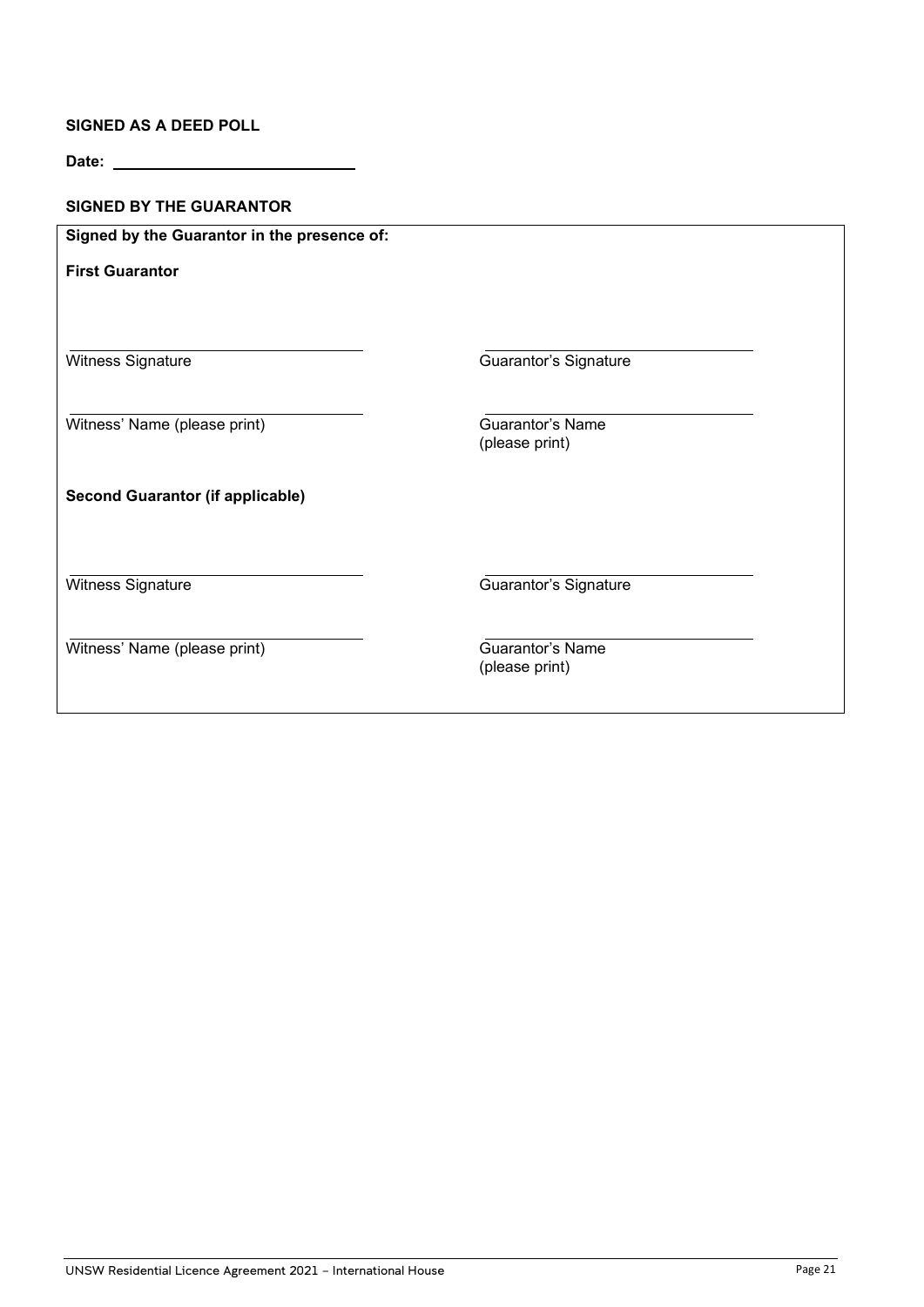**SIGNED AS A DEED POLL**

**Date:** ______________________________

**SIGNED BY THE GUARANTOR**

**Signed by the Guarantor in the presence of:**

**First Guarantor**

| | |
|---|---|
| ______________________________ | ______________________________ |
| Witness Signature | Guarantor's Signature |
| ______________________________ | ______________________________ |
| Witness' Name (please print) | Guarantor's Name (please print) |

**Second Guarantor (if applicable)**

| | |
|---|---|
| ______________________________ | ______________________________ |
| Witness Signature | Guarantor's Signature |
| ______________________________ | ______________________________ |
| Witness' Name (please print) | Guarantor's Name (please print) |